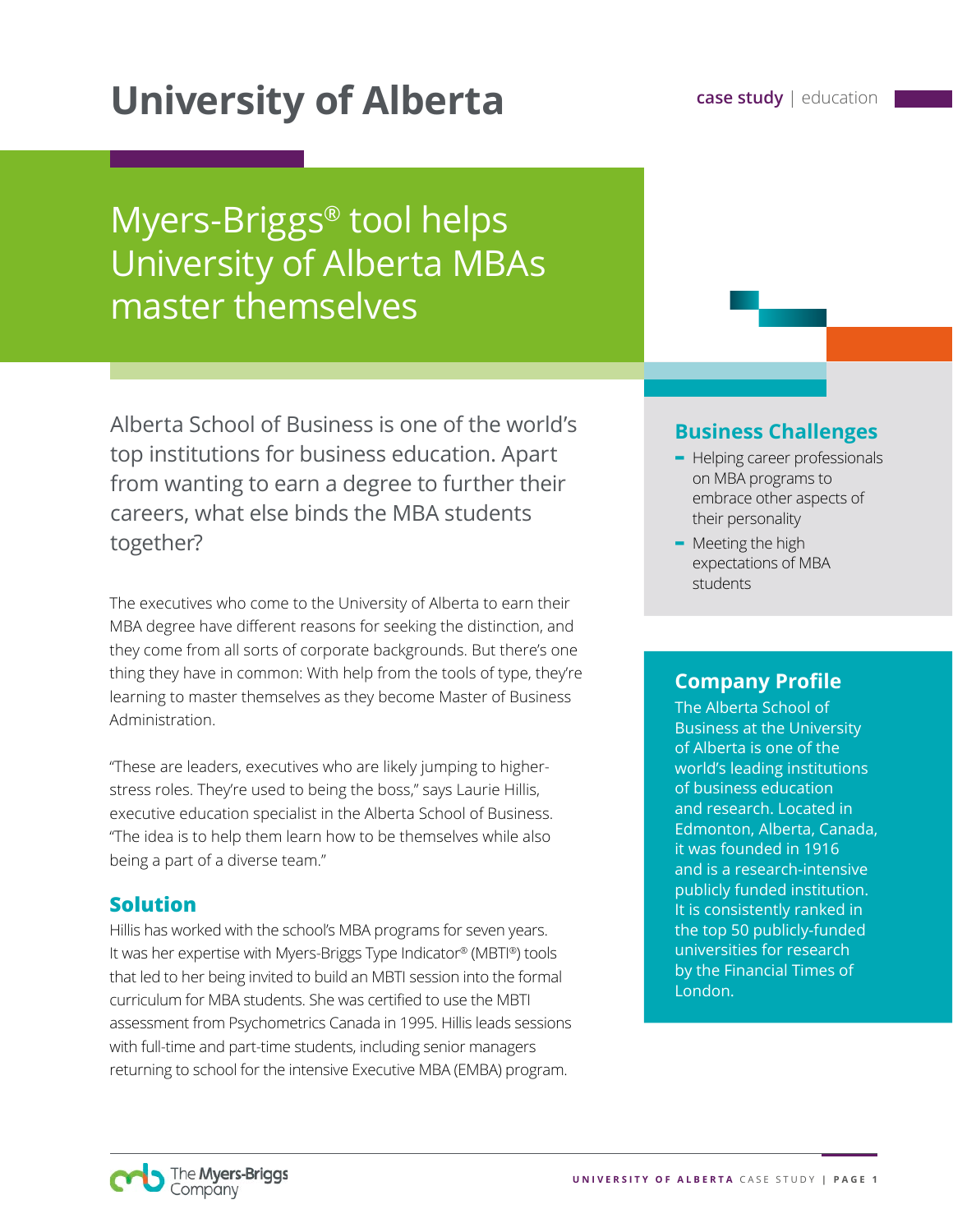# University of Alberta

case study | education

## Myers-Briggs® tool helps University of Alberta MBAs master themselves

Alberta School of Business is one of the world's top institutions for business education. Apart from wanting to earn a degree to further their careers, what else binds the MBA students together?

The executives who come to the University of Alberta to earn their MBA degree have different reasons for seeking the distinction, and they come from all sorts of corporate backgrounds. But there's one thing they have in common: With help from the tools of type, they're learning to master themselves as they become Master of Business Administration.

"These are leaders, executives who are likely jumping to higher-stress roles. They're used to being the boss," says Laurie Hillis, executive education specialist in the Alberta School of Business. "The idea is to help them learn how to be themselves while also being a part of a diverse team."

### Solution

Hillis has worked with the school's MBA programs for seven years. It was her expertise with Myers-Briggs Type Indicator® (MBTI®) tools that led to her being invited to build an MBTI session into the formal curriculum for MBA students. She was certified to use the MBTI assessment from Psychometrics Canada in 1995. Hillis leads sessions with full-time and part-time students, including senior managers returning to school for the intensive Executive MBA (EMBA) program.

### Business Challenges

- Helping career professionals on MBA programs to embrace other aspects of their personality
- Meeting the high expectations of MBA students

### Company Profile

The Alberta School of Business at the University of Alberta is one of the world's leading institutions of business education and research. Located in Edmonton, Alberta, Canada, it was founded in 1916 and is a research-intensive publicly funded institution. It is consistently ranked in the top 50 publicly-funded universities for research by the Financial Times of London.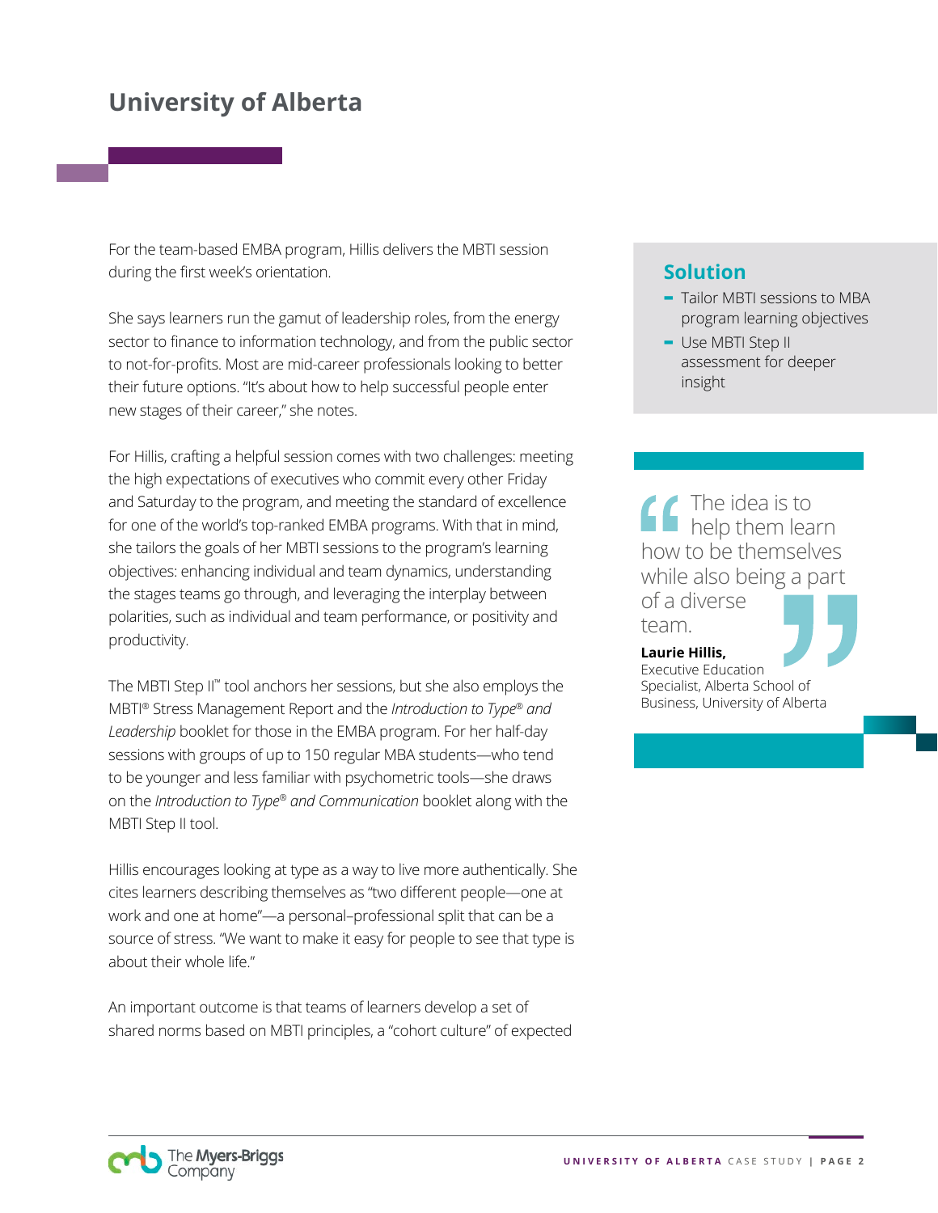# University of Alberta

For the team-based EMBA program, Hillis delivers the MBTI session during the first week's orientation.

She says learners run the gamut of leadership roles, from the energy sector to finance to information technology, and from the public sector to not-for-profits. Most are mid-career professionals looking to better their future options. "It's about how to help successful people enter new stages of their career," she notes.

For Hillis, crafting a helpful session comes with two challenges: meeting the high expectations of executives who commit every other Friday and Saturday to the program, and meeting the standard of excellence for one of the world's top-ranked EMBA programs. With that in mind, she tailors the goals of her MBTI sessions to the program's learning objectives: enhancing individual and team dynamics, understanding the stages teams go through, and leveraging the interplay between polarities, such as individual and team performance, or positivity and productivity.

The MBTI Step II™ tool anchors her sessions, but she also employs the MBTI® Stress Management Report and the *Introduction to Type® and Leadership* booklet for those in the EMBA program. For her half-day sessions with groups of up to 150 regular MBA students—who tend to be younger and less familiar with psychometric tools—she draws on the *Introduction to Type® and Communication* booklet along with the MBTI Step II tool.

Hillis encourages looking at type as a way to live more authentically. She cites learners describing themselves as "two different people—one at work and one at home"—a personal–professional split that can be a source of stress. "We want to make it easy for people to see that type is about their whole life."

An important outcome is that teams of learners develop a set of shared norms based on MBTI principles, a "cohort culture" of expected

## Solution

- Tailor MBTI sessions to MBA program learning objectives
- Use MBTI Step II assessment for deeper insight

> "The idea is to help them learn how to be themselves while also being a part of a diverse team."
>
> **Laurie Hillis,**
> Executive Education Specialist, Alberta School of Business, University of Alberta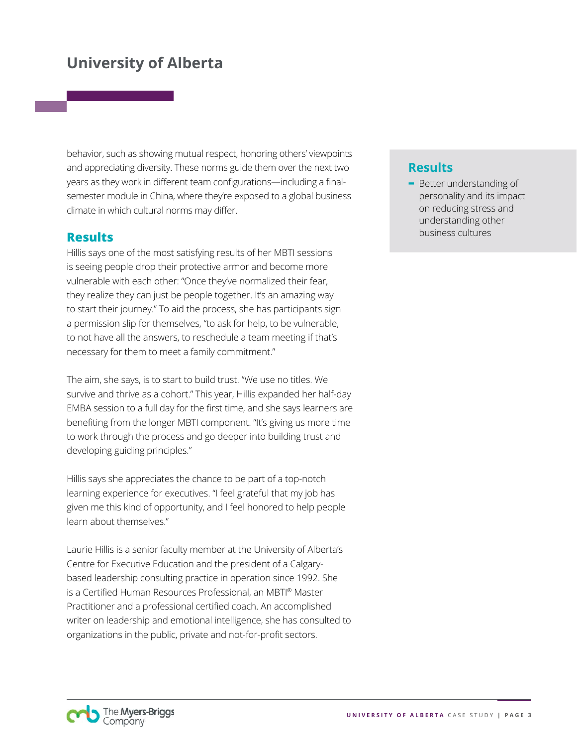behavior, such as showing mutual respect, honoring others' viewpoints and appreciating diversity. These norms guide them over the next two years as they work in different team configurations—including a final-semester module in China, where they're exposed to a global business climate in which cultural norms may differ.

## Results

Hillis says one of the most satisfying results of her MBTI sessions is seeing people drop their protective armor and become more vulnerable with each other: "Once they've normalized their fear, they realize they can just be people together. It's an amazing way to start their journey." To aid the process, she has participants sign a permission slip for themselves, "to ask for help, to be vulnerable, to not have all the answers, to reschedule a team meeting if that's necessary for them to meet a family commitment."

The aim, she says, is to start to build trust. "We use no titles. We survive and thrive as a cohort." This year, Hillis expanded her half-day EMBA session to a full day for the first time, and she says learners are benefiting from the longer MBTI component. "It's giving us more time to work through the process and go deeper into building trust and developing guiding principles."

Hillis says she appreciates the chance to be part of a top-notch learning experience for executives. "I feel grateful that my job has given me this kind of opportunity, and I feel honored to help people learn about themselves."

Laurie Hillis is a senior faculty member at the University of Alberta's Centre for Executive Education and the president of a Calgary-based leadership consulting practice in operation since 1992. She is a Certified Human Resources Professional, an MBTI® Master Practitioner and a professional certified coach. An accomplished writer on leadership and emotional intelligence, she has consulted to organizations in the public, private and not-for-profit sectors.

## Results

- Better understanding of personality and its impact on reducing stress and understanding other business cultures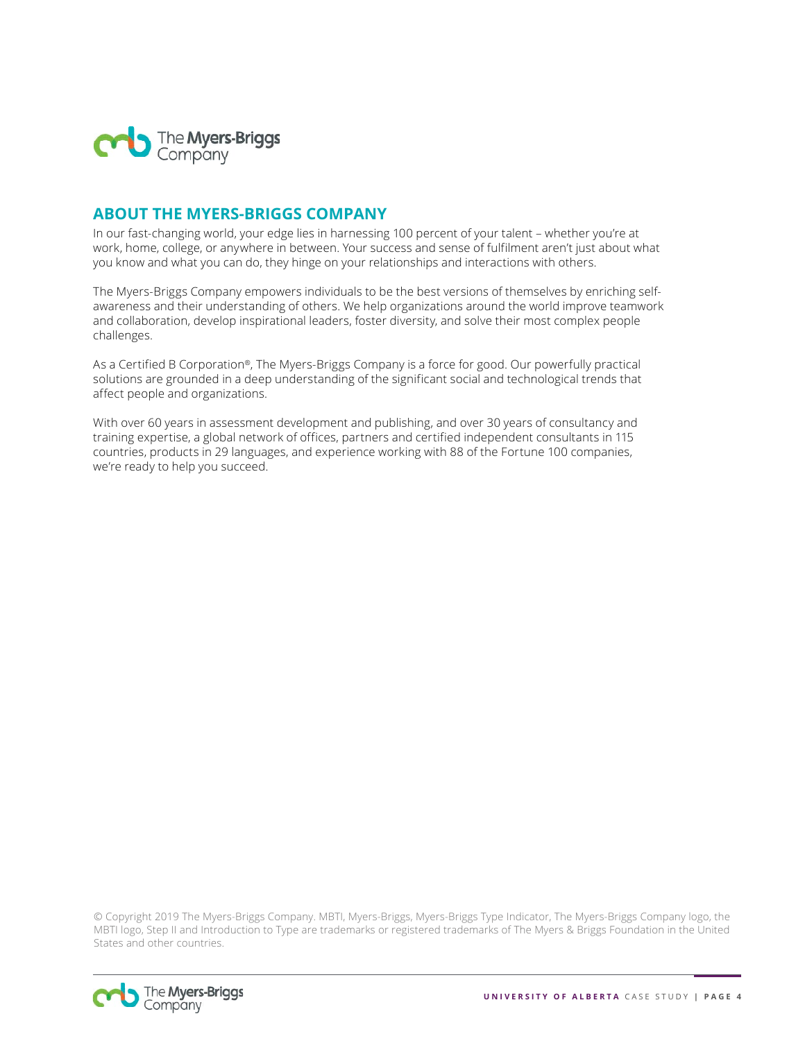## ABOUT THE MYERS-BRIGGS COMPANY

In our fast-changing world, your edge lies in harnessing 100 percent of your talent – whether you're at work, home, college, or anywhere in between. Your success and sense of fulfilment aren't just about what you know and what you can do, they hinge on your relationships and interactions with others.

The Myers-Briggs Company empowers individuals to be the best versions of themselves by enriching self-awareness and their understanding of others. We help organizations around the world improve teamwork and collaboration, develop inspirational leaders, foster diversity, and solve their most complex people challenges.

As a Certified B Corporation®, The Myers-Briggs Company is a force for good. Our powerfully practical solutions are grounded in a deep understanding of the significant social and technological trends that affect people and organizations.

With over 60 years in assessment development and publishing, and over 30 years of consultancy and training expertise, a global network of offices, partners and certified independent consultants in 115 countries, products in 29 languages, and experience working with 88 of the Fortune 100 companies, we're ready to help you succeed.

© Copyright 2019 The Myers-Briggs Company. MBTI, Myers-Briggs, Myers-Briggs Type Indicator, The Myers-Briggs Company logo, the MBTI logo, Step II and Introduction to Type are trademarks or registered trademarks of The Myers & Briggs Foundation in the United States and other countries.